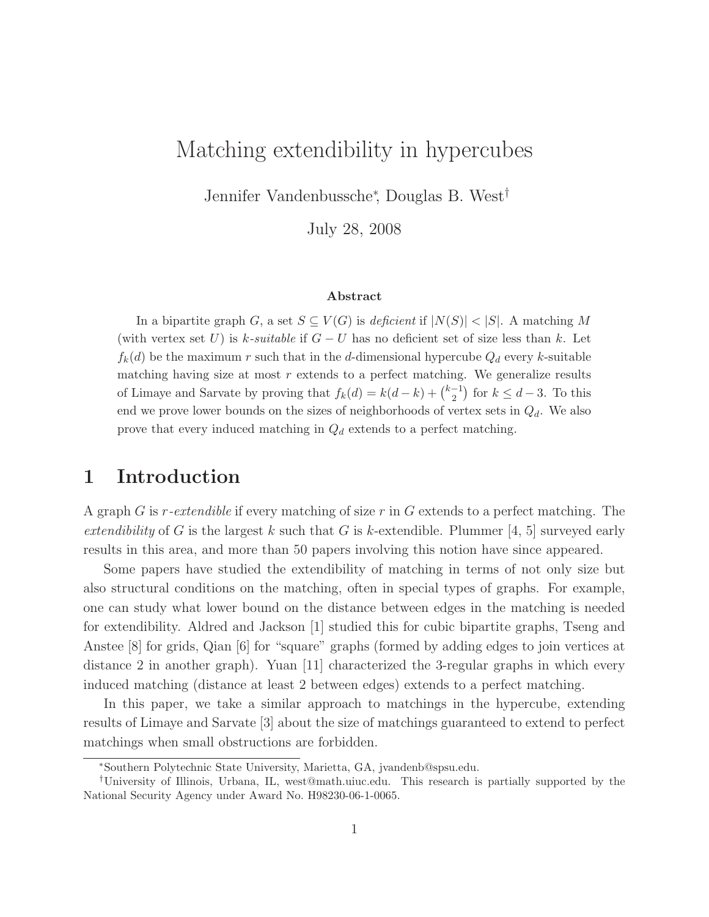# Matching extendibility in hypercubes

Jennifer Vandenbussche*, Douglas B. West†

July 28, 2008

### Abstract

In a bipartite graph $G$, a set $S \subseteq V(G)$ is *deficient* if $|N(S)| < |S|$. A matching $M$ (with vertex set $U$) is *$k$-suitable* if $G - U$ has no deficient set of size less than $k$. Let $f_k(d)$ be the maximum $r$ such that in the $d$-dimensional hypercube $Q_d$ every $k$-suitable matching having size at most $r$ extends to a perfect matching. We generalize results of Limaye and Sarvate by proving that $f_k(d) = k(d-k) + \binom{k-1}{2}$ for $k \le d-3$. To this end we prove lower bounds on the sizes of neighborhoods of vertex sets in $Q_d$. We also prove that every induced matching in $Q_d$ extends to a perfect matching.

## 1 Introduction

A graph $G$ is *$r$-extendible* if every matching of size $r$ in $G$ extends to a perfect matching. The *extendibility* of $G$ is the largest $k$ such that $G$ is $k$-extendible. Plummer [4, 5] surveyed early results in this area, and more than 50 papers involving this notion have since appeared.

Some papers have studied the extendibility of matching in terms of not only size but also structural conditions on the matching, often in special types of graphs. For example, one can study what lower bound on the distance between edges in the matching is needed for extendibility. Aldred and Jackson [1] studied this for cubic bipartite graphs, Tseng and Anstee [8] for grids, Qian [6] for "square" graphs (formed by adding edges to join vertices at distance 2 in another graph). Yuan [11] characterized the 3-regular graphs in which every induced matching (distance at least 2 between edges) extends to a perfect matching.

In this paper, we take a similar approach to matchings in the hypercube, extending results of Limaye and Sarvate [3] about the size of matchings guaranteed to extend to perfect matchings when small obstructions are forbidden.

---

*Southern Polytechnic State University, Marietta, GA, jvandenb@spsu.edu.

†University of Illinois, Urbana, IL, west@math.uiuc.edu. This research is partially supported by the National Security Agency under Award No. H98230-06-1-0065.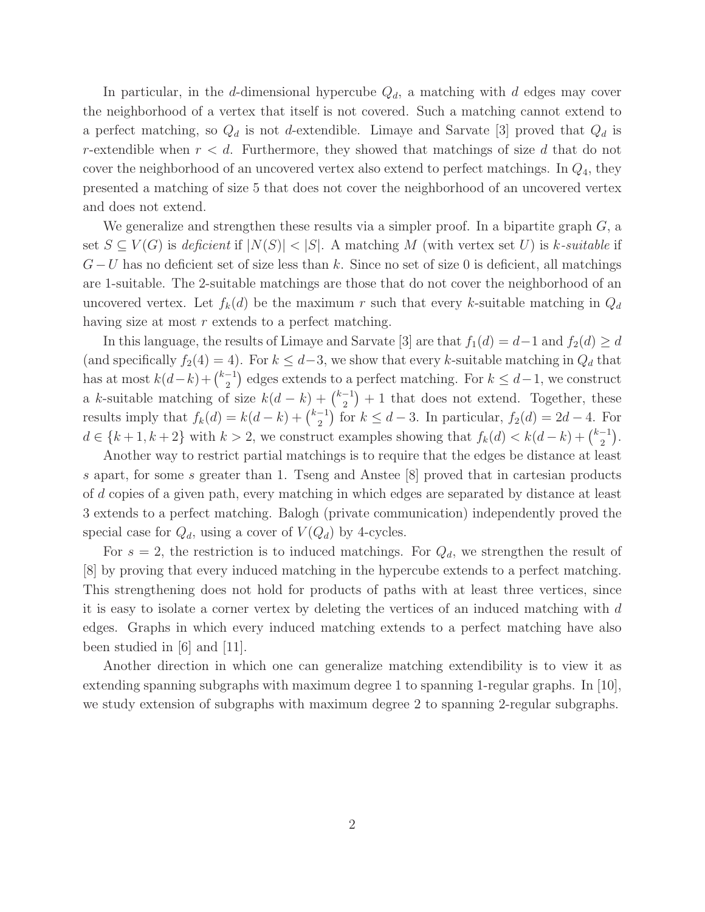In particular, in the $d$-dimensional hypercube $Q_d$, a matching with $d$ edges may cover the neighborhood of a vertex that itself is not covered. Such a matching cannot extend to a perfect matching, so $Q_d$ is not $d$-extendible. Limaye and Sarvate [3] proved that $Q_d$ is $r$-extendible when $r < d$. Furthermore, they showed that matchings of size $d$ that do not cover the neighborhood of an uncovered vertex also extend to perfect matchings. In $Q_4$, they presented a matching of size 5 that does not cover the neighborhood of an uncovered vertex and does not extend.

We generalize and strengthen these results via a simpler proof. In a bipartite graph $G$, a set $S \subseteq V(G)$ is *deficient* if $|N(S)| < |S|$. A matching $M$ (with vertex set $U$) is *$k$-suitable* if $G - U$ has no deficient set of size less than $k$. Since no set of size 0 is deficient, all matchings are 1-suitable. The 2-suitable matchings are those that do not cover the neighborhood of an uncovered vertex. Let $f_k(d)$ be the maximum $r$ such that every $k$-suitable matching in $Q_d$ having size at most $r$ extends to a perfect matching.

In this language, the results of Limaye and Sarvate [3] are that $f_1(d) = d-1$ and $f_2(d) \geq d$ (and specifically $f_2(4) = 4$). For $k \leq d-3$, we show that every $k$-suitable matching in $Q_d$ that has at most $k(d-k) + \binom{k-1}{2}$ edges extends to a perfect matching. For $k \leq d-1$, we construct a $k$-suitable matching of size $k(d-k) + \binom{k-1}{2} + 1$ that does not extend. Together, these results imply that $f_k(d) = k(d-k) + \binom{k-1}{2}$ for $k \leq d-3$. In particular, $f_2(d) = 2d-4$. For $d \in \{k+1, k+2\}$ with $k > 2$, we construct examples showing that $f_k(d) < k(d-k) + \binom{k-1}{2}$.

Another way to restrict partial matchings is to require that the edges be distance at least $s$ apart, for some $s$ greater than 1. Tseng and Anstee [8] proved that in cartesian products of $d$ copies of a given path, every matching in which edges are separated by distance at least 3 extends to a perfect matching. Balogh (private communication) independently proved the special case for $Q_d$, using a cover of $V(Q_d)$ by 4-cycles.

For $s = 2$, the restriction is to induced matchings. For $Q_d$, we strengthen the result of [8] by proving that every induced matching in the hypercube extends to a perfect matching. This strengthening does not hold for products of paths with at least three vertices, since it is easy to isolate a corner vertex by deleting the vertices of an induced matching with $d$ edges. Graphs in which every induced matching extends to a perfect matching have also been studied in [6] and [11].

Another direction in which one can generalize matching extendibility is to view it as extending spanning subgraphs with maximum degree 1 to spanning 1-regular graphs. In [10], we study extension of subgraphs with maximum degree 2 to spanning 2-regular subgraphs.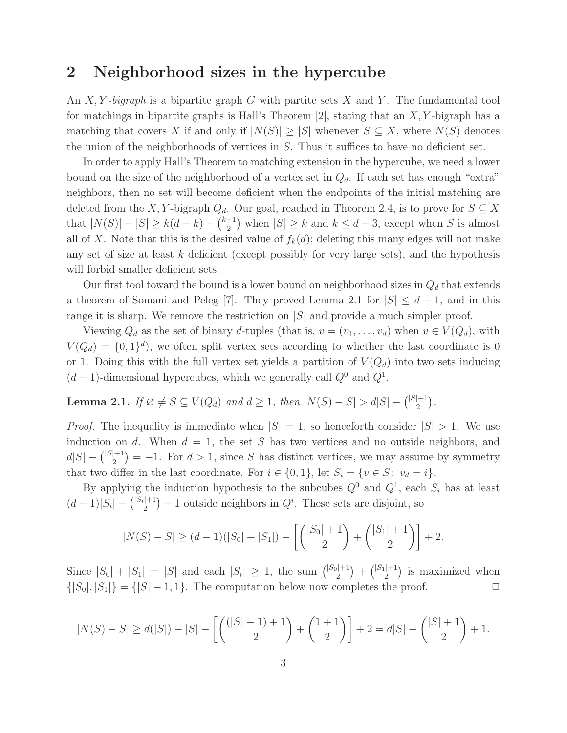## 2 Neighborhood sizes in the hypercube

An $X, Y$*-bigraph* is a bipartite graph $G$ with partite sets $X$ and $Y$. The fundamental tool for matchings in bipartite graphs is Hall's Theorem [2], stating that an $X, Y$-bigraph has a matching that covers $X$ if and only if $|N(S)| \geq |S|$ whenever $S \subseteq X$, where $N(S)$ denotes the union of the neighborhoods of vertices in $S$. Thus it suffices to have no deficient set.

In order to apply Hall's Theorem to matching extension in the hypercube, we need a lower bound on the size of the neighborhood of a vertex set in $Q_d$. If each set has enough "extra" neighbors, then no set will become deficient when the endpoints of the initial matching are deleted from the $X, Y$-bigraph $Q_d$. Our goal, reached in Theorem 2.4, is to prove for $S \subseteq X$ that $|N(S)| - |S| \geq k(d-k) + \binom{k-1}{2}$ when $|S| \geq k$ and $k \leq d-3$, except when $S$ is almost all of $X$. Note that this is the desired value of $f_k(d)$; deleting this many edges will not make any set of size at least $k$ deficient (except possibly for very large sets), and the hypothesis will forbid smaller deficient sets.

Our first tool toward the bound is a lower bound on neighborhood sizes in $Q_d$ that extends a theorem of Somani and Peleg [7]. They proved Lemma 2.1 for $|S| \leq d+1$, and in this range it is sharp. We remove the restriction on $|S|$ and provide a much simpler proof.

Viewing $Q_d$ as the set of binary $d$-tuples (that is, $v = (v_1, \ldots, v_d)$ when $v \in V(Q_d)$, with $V(Q_d) = \{0,1\}^d$), we often split vertex sets according to whether the last coordinate is 0 or 1. Doing this with the full vertex set yields a partition of $V(Q_d)$ into two sets inducing $(d-1)$-dimensional hypercubes, which we generally call $Q^0$ and $Q^1$.

**Lemma 2.1.** *If $\varnothing \neq S \subseteq V(Q_d)$ and $d \geq 1$, then $|N(S) - S| > d|S| - \binom{|S|+1}{2}$.*

*Proof.* The inequality is immediate when $|S| = 1$, so henceforth consider $|S| > 1$. We use induction on $d$. When $d = 1$, the set $S$ has two vertices and no outside neighbors, and $d|S| - \binom{|S|+1}{2} = -1$. For $d > 1$, since $S$ has distinct vertices, we may assume by symmetry that two differ in the last coordinate. For $i \in \{0,1\}$, let $S_i = \{v \in S \colon v_d = i\}$.

By applying the induction hypothesis to the subcubes $Q^0$ and $Q^1$, each $S_i$ has at least $(d-1)|S_i| - \binom{|S_i|+1}{2} + 1$ outside neighbors in $Q^i$. These sets are disjoint, so

$$|N(S) - S| \geq (d-1)(|S_0| + |S_1|) - \left[\binom{|S_0|+1}{2} + \binom{|S_1|+1}{2}\right] + 2.$$

Since $|S_0| + |S_1| = |S|$ and each $|S_i| \geq 1$, the sum $\binom{|S_0|+1}{2} + \binom{|S_1|+1}{2}$ is maximized when $\{|S_0|, |S_1|\} = \{|S|-1, 1\}$. The computation below now completes the proof. $\square$

$$|N(S) - S| \geq d(|S|) - |S| - \left[\binom{(|S|-1)+1}{2} + \binom{1+1}{2}\right] + 2 = d|S| - \binom{|S|+1}{2} + 1.$$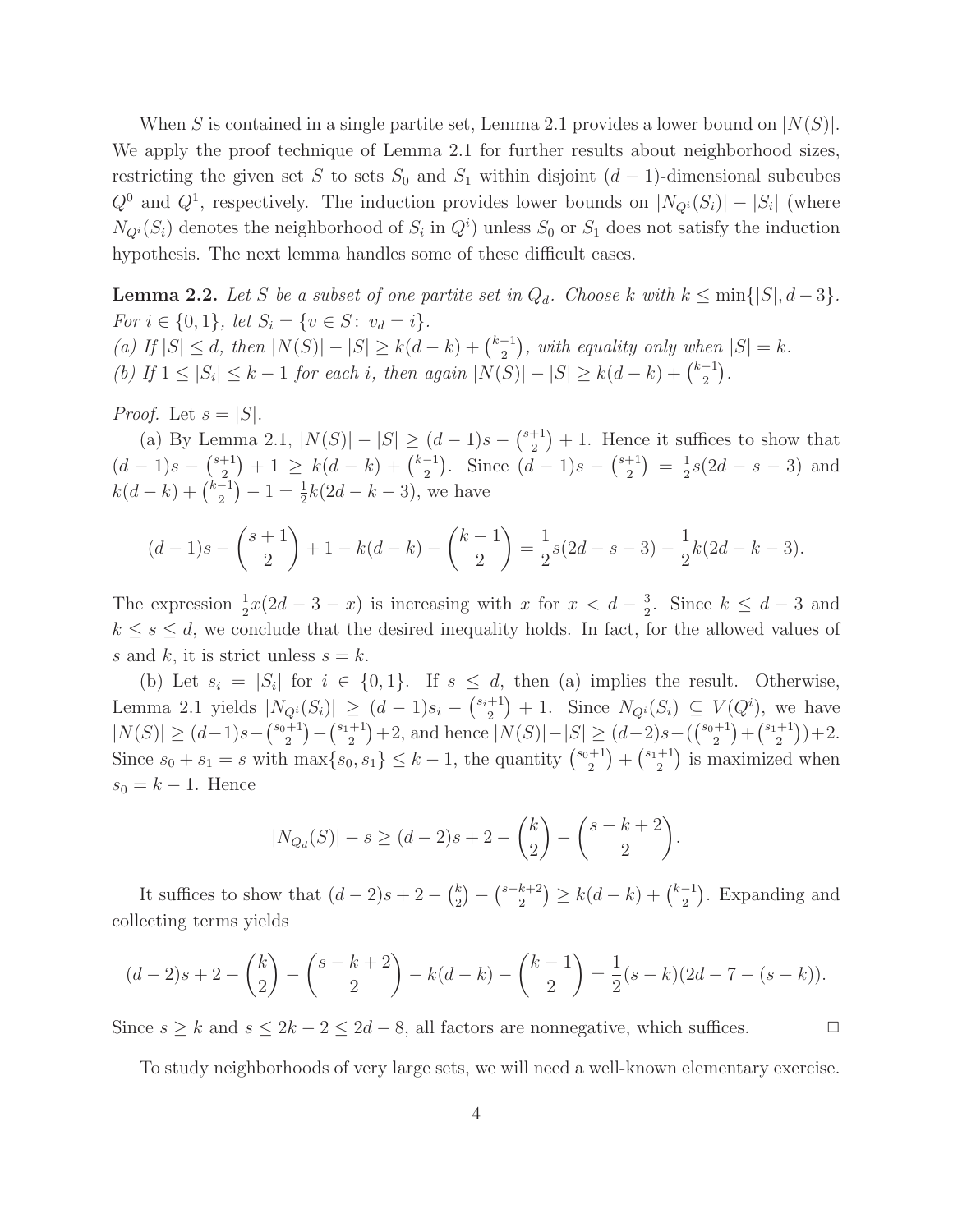When $S$ is contained in a single partite set, Lemma 2.1 provides a lower bound on $|N(S)|$. We apply the proof technique of Lemma 2.1 for further results about neighborhood sizes, restricting the given set $S$ to sets $S_0$ and $S_1$ within disjoint $(d-1)$-dimensional subcubes $Q^0$ and $Q^1$, respectively. The induction provides lower bounds on $|N_{Q^i}(S_i)| - |S_i|$ (where $N_{Q^i}(S_i)$ denotes the neighborhood of $S_i$ in $Q^i$) unless $S_0$ or $S_1$ does not satisfy the induction hypothesis. The next lemma handles some of these difficult cases.

**Lemma 2.2.** *Let $S$ be a subset of one partite set in $Q_d$. Choose $k$ with $k \le \min\{|S|, d-3\}$. For $i \in \{0,1\}$, let $S_i = \{v \in S \colon v_d = i\}$.*
*(a) If $|S| \le d$, then $|N(S)| - |S| \ge k(d-k) + \binom{k-1}{2}$, with equality only when $|S| = k$.*
*(b) If $1 \le |S_i| \le k-1$ for each $i$, then again $|N(S)| - |S| \ge k(d-k) + \binom{k-1}{2}$.*

*Proof.* Let $s = |S|$.

(a) By Lemma 2.1, $|N(S)| - |S| \ge (d-1)s - \binom{s+1}{2} + 1$. Hence it suffices to show that $(d-1)s - \binom{s+1}{2} + 1 \ge k(d-k) + \binom{k-1}{2}$. Since $(d-1)s - \binom{s+1}{2} = \frac{1}{2}s(2d-s-3)$ and $k(d-k) + \binom{k-1}{2} - 1 = \frac{1}{2}k(2d-k-3)$, we have

$$(d-1)s - \binom{s+1}{2} + 1 - k(d-k) - \binom{k-1}{2} = \frac{1}{2}s(2d-s-3) - \frac{1}{2}k(2d-k-3).$$

The expression $\frac{1}{2}x(2d-3-x)$ is increasing with $x$ for $x < d - \frac{3}{2}$. Since $k \le d-3$ and $k \le s \le d$, we conclude that the desired inequality holds. In fact, for the allowed values of $s$ and $k$, it is strict unless $s = k$.

(b) Let $s_i = |S_i|$ for $i \in \{0,1\}$. If $s \le d$, then (a) implies the result. Otherwise, Lemma 2.1 yields $|N_{Q^i}(S_i)| \ge (d-1)s_i - \binom{s_i+1}{2} + 1$. Since $N_{Q^i}(S_i) \subseteq V(Q^i)$, we have $|N(S)| \ge (d-1)s - \binom{s_0+1}{2} - \binom{s_1+1}{2} + 2$, and hence $|N(S)| - |S| \ge (d-2)s - (\binom{s_0+1}{2} + \binom{s_1+1}{2}) + 2$. Since $s_0 + s_1 = s$ with $\max\{s_0, s_1\} \le k-1$, the quantity $\binom{s_0+1}{2} + \binom{s_1+1}{2}$ is maximized when $s_0 = k-1$. Hence

$$|N_{Q_d}(S)| - s \ge (d-2)s + 2 - \binom{k}{2} - \binom{s-k+2}{2}.$$

It suffices to show that $(d-2)s + 2 - \binom{k}{2} - \binom{s-k+2}{2} \ge k(d-k) + \binom{k-1}{2}$. Expanding and collecting terms yields

$$(d-2)s + 2 - \binom{k}{2} - \binom{s-k+2}{2} - k(d-k) - \binom{k-1}{2} = \frac{1}{2}(s-k)(2d-7-(s-k)).$$

Since $s \ge k$ and $s \le 2k-2 \le 2d-8$, all factors are nonnegative, which suffices. $\square$

To study neighborhoods of very large sets, we will need a well-known elementary exercise.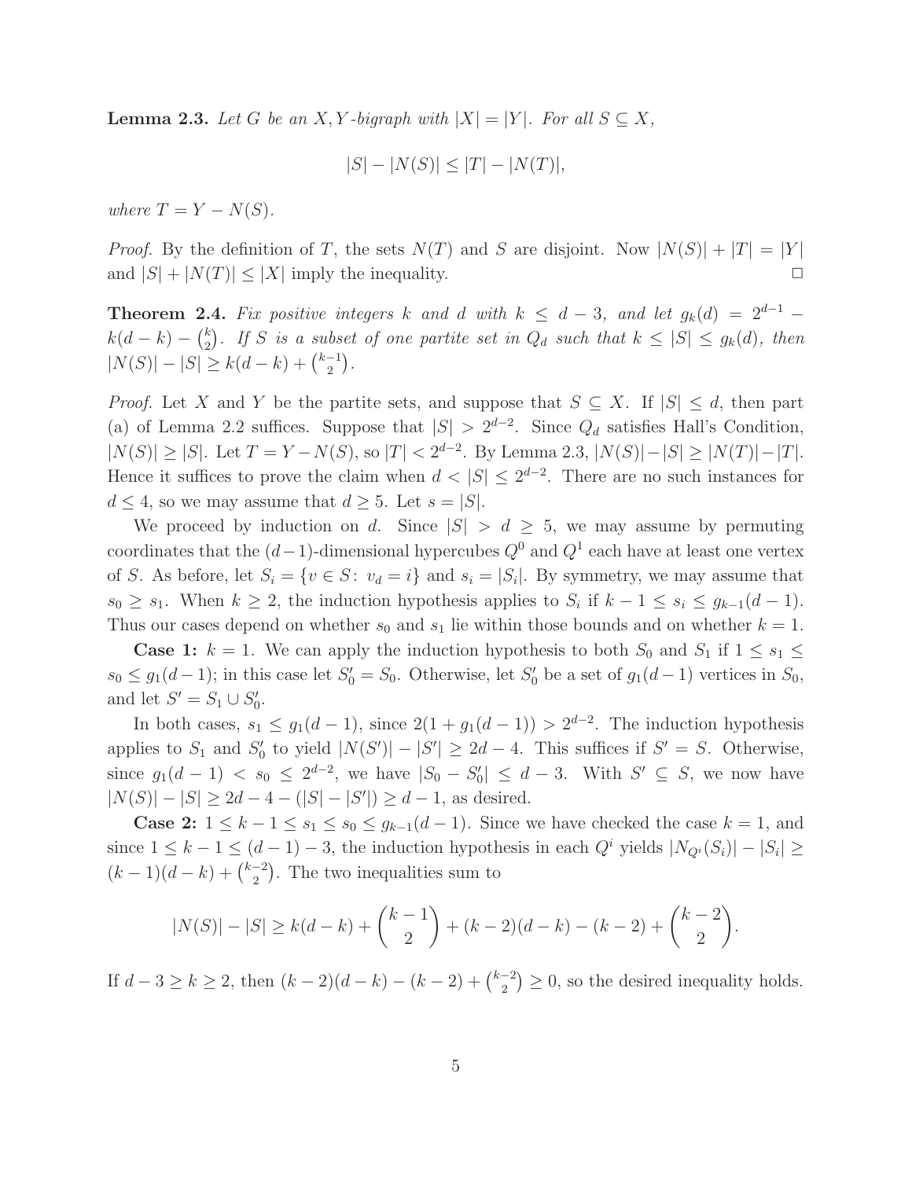**Lemma 2.3.** *Let $G$ be an $X,Y$-bigraph with $|X| = |Y|$. For all $S \subseteq X$,*

$$|S| - |N(S)| \le |T| - |N(T)|,$$

*where $T = Y - N(S)$.*

*Proof.* By the definition of $T$, the sets $N(T)$ and $S$ are disjoint. Now $|N(S)| + |T| = |Y|$ and $|S| + |N(T)| \le |X|$ imply the inequality. □

**Theorem 2.4.** *Fix positive integers $k$ and $d$ with $k \le d-3$, and let $g_k(d) = 2^{d-1} - k(d-k) - \binom{k}{2}$. If $S$ is a subset of one partite set in $Q_d$ such that $k \le |S| \le g_k(d)$, then $|N(S)| - |S| \ge k(d-k) + \binom{k-1}{2}$.*

*Proof.* Let $X$ and $Y$ be the partite sets, and suppose that $S \subseteq X$. If $|S| \le d$, then part (a) of Lemma 2.2 suffices. Suppose that $|S| > 2^{d-2}$. Since $Q_d$ satisfies Hall's Condition, $|N(S)| \ge |S|$. Let $T = Y - N(S)$, so $|T| < 2^{d-2}$. By Lemma 2.3, $|N(S)| - |S| \ge |N(T)| - |T|$. Hence it suffices to prove the claim when $d < |S| \le 2^{d-2}$. There are no such instances for $d \le 4$, so we may assume that $d \ge 5$. Let $s = |S|$.

We proceed by induction on $d$. Since $|S| > d \ge 5$, we may assume by permuting coordinates that the $(d-1)$-dimensional hypercubes $Q^0$ and $Q^1$ each have at least one vertex of $S$. As before, let $S_i = \{v \in S \colon v_d = i\}$ and $s_i = |S_i|$. By symmetry, we may assume that $s_0 \ge s_1$. When $k \ge 2$, the induction hypothesis applies to $S_i$ if $k-1 \le s_i \le g_{k-1}(d-1)$. Thus our cases depend on whether $s_0$ and $s_1$ lie within those bounds and on whether $k=1$.

**Case 1:** $k = 1$. We can apply the induction hypothesis to both $S_0$ and $S_1$ if $1 \le s_1 \le s_0 \le g_1(d-1)$; in this case let $S_0' = S_0$. Otherwise, let $S_0'$ be a set of $g_1(d-1)$ vertices in $S_0$, and let $S' = S_1 \cup S_0'$.

In both cases, $s_1 \le g_1(d-1)$, since $2(1 + g_1(d-1)) > 2^{d-2}$. The induction hypothesis applies to $S_1$ and $S_0'$ to yield $|N(S')| - |S'| \ge 2d - 4$. This suffices if $S' = S$. Otherwise, since $g_1(d-1) < s_0 \le 2^{d-2}$, we have $|S_0 - S_0'| \le d-3$. With $S' \subseteq S$, we now have $|N(S)| - |S| \ge 2d - 4 - (|S| - |S'|) \ge d-1$, as desired.

**Case 2:** $1 \le k-1 \le s_1 \le s_0 \le g_{k-1}(d-1)$. Since we have checked the case $k=1$, and since $1 \le k-1 \le (d-1)-3$, the induction hypothesis in each $Q^i$ yields $|N_{Q^i}(S_i)| - |S_i| \ge (k-1)(d-k) + \binom{k-2}{2}$. The two inequalities sum to

$$|N(S)| - |S| \ge k(d-k) + \binom{k-1}{2} + (k-2)(d-k) - (k-2) + \binom{k-2}{2}.$$

If $d-3 \ge k \ge 2$, then $(k-2)(d-k) - (k-2) + \binom{k-2}{2} \ge 0$, so the desired inequality holds.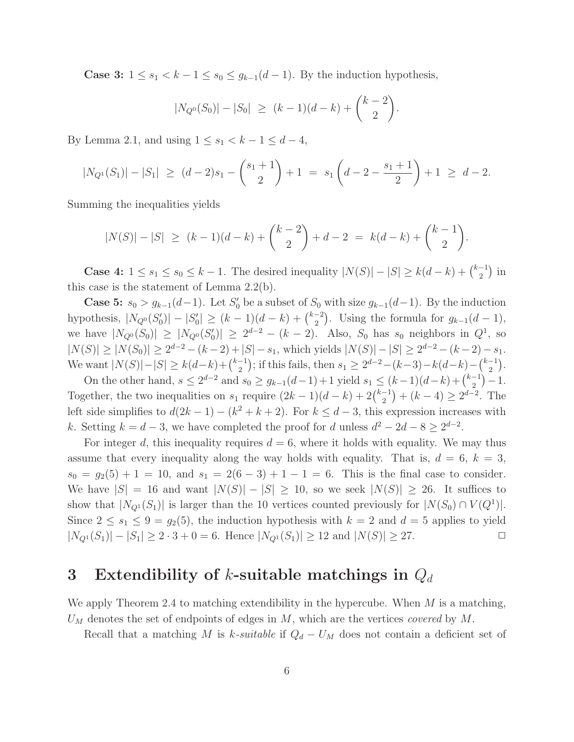**Case 3:** $1 \le s_1 < k-1 \le s_0 \le g_{k-1}(d-1)$. By the induction hypothesis,

$$|N_{Q^0}(S_0)| - |S_0| \;\ge\; (k-1)(d-k) + \binom{k-2}{2}.$$

By Lemma 2.1, and using $1 \le s_1 < k-1 \le d-4$,

$$|N_{Q^1}(S_1)| - |S_1| \;\ge\; (d-2)s_1 - \binom{s_1+1}{2} + 1 \;=\; s_1\left(d-2-\frac{s_1+1}{2}\right) + 1 \;\ge\; d-2.$$

Summing the inequalities yields

$$|N(S)| - |S| \;\ge\; (k-1)(d-k) + \binom{k-2}{2} + d - 2 \;=\; k(d-k) + \binom{k-1}{2}.$$

**Case 4:** $1 \le s_1 \le s_0 \le k-1$. The desired inequality $|N(S)| - |S| \ge k(d-k) + \binom{k-1}{2}$ in this case is the statement of Lemma 2.2(b).

**Case 5:** $s_0 > g_{k-1}(d-1)$. Let $S_0'$ be a subset of $S_0$ with size $g_{k-1}(d-1)$. By the induction hypothesis, $|N_{Q^0}(S_0')| - |S_0'| \ge (k-1)(d-k) + \binom{k-2}{2}$. Using the formula for $g_{k-1}(d-1)$, we have $|N_{Q^0}(S_0)| \ge |N_{Q^0}(S_0')| \ge 2^{d-2} - (k-2)$. Also, $S_0$ has $s_0$ neighbors in $Q^1$, so $|N(S)| \ge |N(S_0)| \ge 2^{d-2} - (k-2) + |S| - s_1$, which yields $|N(S)| - |S| \ge 2^{d-2} - (k-2) - s_1$. We want $|N(S)| - |S| \ge k(d-k) + \binom{k-1}{2}$; if this fails, then $s_1 \ge 2^{d-2} - (k-3) - k(d-k) - \binom{k-1}{2}$.

On the other hand, $s \le 2^{d-2}$ and $s_0 \ge g_{k-1}(d-1) + 1$ yield $s_1 \le (k-1)(d-k) + \binom{k-1}{2} - 1$. Together, the two inequalities on $s_1$ require $(2k-1)(d-k) + 2\binom{k-1}{2} + (k-4) \ge 2^{d-2}$. The left side simplifies to $d(2k-1) - (k^2+k+2)$. For $k \le d-3$, this expression increases with $k$. Setting $k = d-3$, we have completed the proof for $d$ unless $d^2 - 2d - 8 \ge 2^{d-2}$.

For integer $d$, this inequality requires $d = 6$, where it holds with equality. We may thus assume that every inequality along the way holds with equality. That is, $d = 6$, $k = 3$, $s_0 = g_2(5) + 1 = 10$, and $s_1 = 2(6-3) + 1 - 1 = 6$. This is the final case to consider. We have $|S| = 16$ and want $|N(S)| - |S| \ge 10$, so we seek $|N(S)| \ge 26$. It suffices to show that $|N_{Q^1}(S_1)|$ is larger than the 10 vertices counted previously for $|N(S_0) \cap V(Q^1)|$. Since $2 \le s_1 \le 9 = g_2(5)$, the induction hypothesis with $k = 2$ and $d = 5$ applies to yield $|N_{Q^1}(S_1)| - |S_1| \ge 2 \cdot 3 + 0 = 6$. Hence $|N_{Q^1}(S_1)| \ge 12$ and $|N(S)| \ge 27$. □

# 3 Extendibility of $k$-suitable matchings in $Q_d$

We apply Theorem 2.4 to matching extendibility in the hypercube. When $M$ is a matching, $U_M$ denotes the set of endpoints of edges in $M$, which are the vertices *covered* by $M$.

Recall that a matching $M$ is *$k$-suitable* if $Q_d - U_M$ does not contain a deficient set of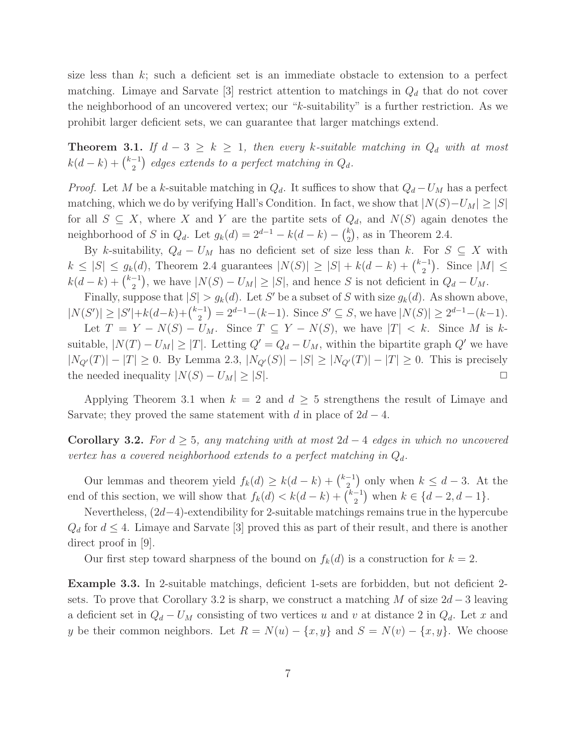size less than $k$; such a deficient set is an immediate obstacle to extension to a perfect matching. Limaye and Sarvate [3] restrict attention to matchings in $Q_d$ that do not cover the neighborhood of an uncovered vertex; our "$k$-suitability" is a further restriction. As we prohibit larger deficient sets, we can guarantee that larger matchings extend.

**Theorem 3.1.** *If $d-3 \ge k \ge 1$, then every $k$-suitable matching in $Q_d$ with at most $k(d-k)+\binom{k-1}{2}$ edges extends to a perfect matching in $Q_d$.*

*Proof.* Let $M$ be a $k$-suitable matching in $Q_d$. It suffices to show that $Q_d - U_M$ has a perfect matching, which we do by verifying Hall's Condition. In fact, we show that $|N(S)-U_M| \ge |S|$ for all $S \subseteq X$, where $X$ and $Y$ are the partite sets of $Q_d$, and $N(S)$ again denotes the neighborhood of $S$ in $Q_d$. Let $g_k(d) = 2^{d-1} - k(d-k) - \binom{k}{2}$, as in Theorem 2.4.

By $k$-suitability, $Q_d - U_M$ has no deficient set of size less than $k$. For $S \subseteq X$ with $k \le |S| \le g_k(d)$, Theorem 2.4 guarantees $|N(S)| \ge |S| + k(d-k) + \binom{k-1}{2}$. Since $|M| \le k(d-k)+\binom{k-1}{2}$, we have $|N(S)-U_M| \ge |S|$, and hence $S$ is not deficient in $Q_d - U_M$.

Finally, suppose that $|S| > g_k(d)$. Let $S'$ be a subset of $S$ with size $g_k(d)$. As shown above, $|N(S')| \ge |S'| + k(d-k) + \binom{k-1}{2} = 2^{d-1} - (k-1)$. Since $S' \subseteq S$, we have $|N(S)| \ge 2^{d-1} - (k-1)$.

Let $T = Y - N(S) - U_M$. Since $T \subseteq Y - N(S)$, we have $|T| < k$. Since $M$ is $k$-suitable, $|N(T) - U_M| \ge |T|$. Letting $Q' = Q_d - U_M$, within the bipartite graph $Q'$ we have $|N_{Q'}(T)| - |T| \ge 0$. By Lemma 2.3, $|N_{Q'}(S)| - |S| \ge |N_{Q'}(T)| - |T| \ge 0$. This is precisely the needed inequality $|N(S) - U_M| \ge |S|$. $\square$

Applying Theorem 3.1 when $k=2$ and $d \ge 5$ strengthens the result of Limaye and Sarvate; they proved the same statement with $d$ in place of $2d-4$.

**Corollary 3.2.** *For $d \ge 5$, any matching with at most $2d-4$ edges in which no uncovered vertex has a covered neighborhood extends to a perfect matching in $Q_d$.*

Our lemmas and theorem yield $f_k(d) \ge k(d-k)+\binom{k-1}{2}$ only when $k \le d-3$. At the end of this section, we will show that $f_k(d) < k(d-k)+\binom{k-1}{2}$ when $k \in \{d-2, d-1\}$.

Nevertheless, $(2d-4)$-extendibility for 2-suitable matchings remains true in the hypercube $Q_d$ for $d \le 4$. Limaye and Sarvate [3] proved this as part of their result, and there is another direct proof in [9].

Our first step toward sharpness of the bound on $f_k(d)$ is a construction for $k=2$.

**Example 3.3.** In 2-suitable matchings, deficient 1-sets are forbidden, but not deficient 2-sets. To prove that Corollary 3.2 is sharp, we construct a matching $M$ of size $2d-3$ leaving a deficient set in $Q_d - U_M$ consisting of two vertices $u$ and $v$ at distance 2 in $Q_d$. Let $x$ and $y$ be their common neighbors. Let $R = N(u) - \{x, y\}$ and $S = N(v) - \{x, y\}$. We choose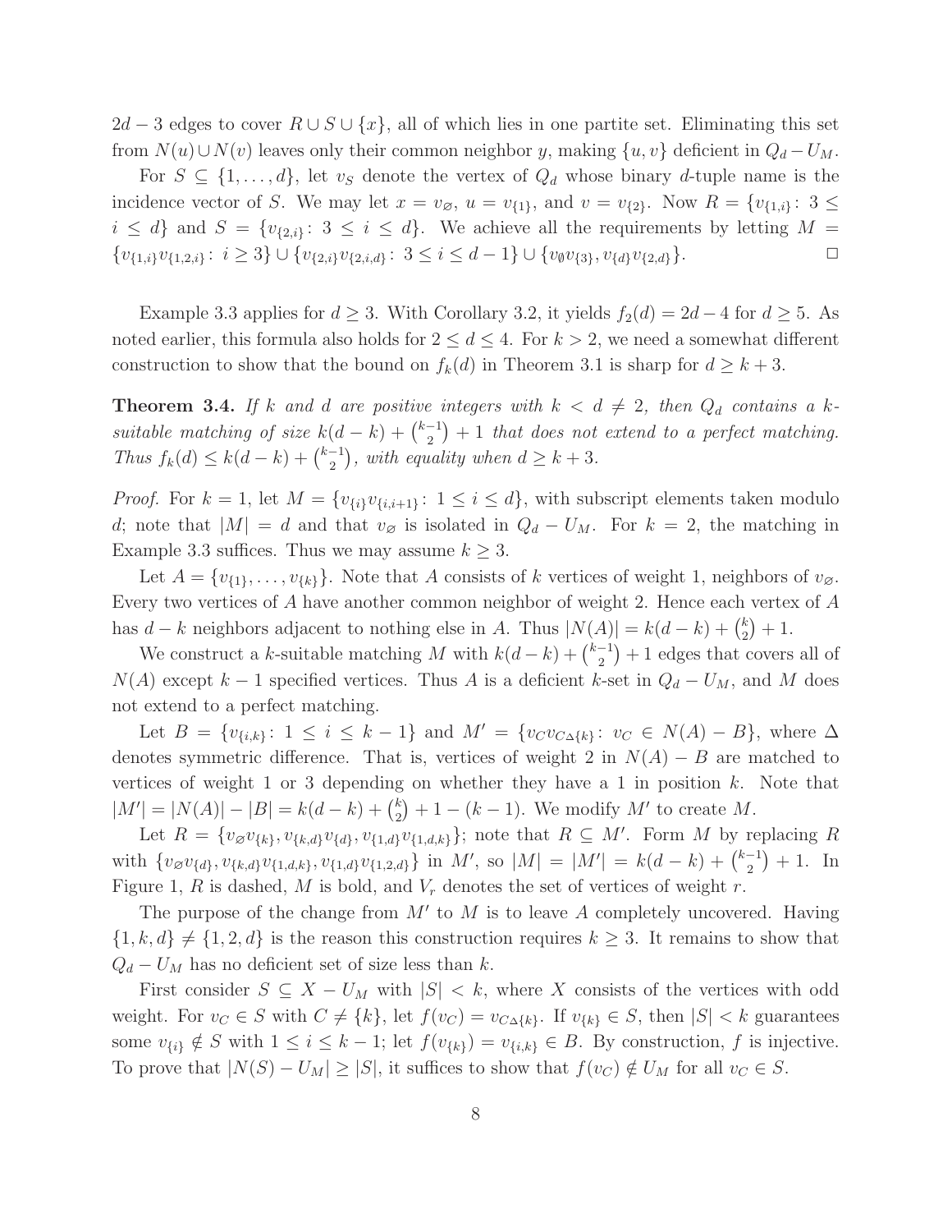$2d-3$ edges to cover $R \cup S \cup \{x\}$, all of which lies in one partite set. Eliminating this set from $N(u) \cup N(v)$ leaves only their common neighbor $y$, making $\{u, v\}$ deficient in $Q_d - U_M$.

For $S \subseteq \{1, \ldots, d\}$, let $v_S$ denote the vertex of $Q_d$ whose binary $d$-tuple name is the incidence vector of $S$. We may let $x = v_{\varnothing}$, $u = v_{\{1\}}$, and $v = v_{\{2\}}$. Now $R = \{v_{\{1,i\}} \colon 3 \le i \le d\}$ and $S = \{v_{\{2,i\}} \colon 3 \le i \le d\}$. We achieve all the requirements by letting $M = \{v_{\{1,i\}}v_{\{1,2,i\}} \colon i \ge 3\} \cup \{v_{\{2,i\}}v_{\{2,i,d\}} \colon 3 \le i \le d-1\} \cup \{v_{\emptyset}v_{\{3\}}, v_{\{d\}}v_{\{2,d\}}\}$. □

Example 3.3 applies for $d \ge 3$. With Corollary 3.2, it yields $f_2(d) = 2d - 4$ for $d \ge 5$. As noted earlier, this formula also holds for $2 \le d \le 4$. For $k > 2$, we need a somewhat different construction to show that the bound on $f_k(d)$ in Theorem 3.1 is sharp for $d \ge k+3$.

**Theorem 3.4.** *If $k$ and $d$ are positive integers with $k < d \ne 2$, then $Q_d$ contains a $k$-suitable matching of size $k(d-k) + \binom{k-1}{2} + 1$ that does not extend to a perfect matching. Thus $f_k(d) \le k(d-k) + \binom{k-1}{2}$, with equality when $d \ge k+3$.*

*Proof.* For $k = 1$, let $M = \{v_{\{i\}}v_{\{i,i+1\}} \colon 1 \le i \le d\}$, with subscript elements taken modulo $d$; note that $|M| = d$ and that $v_{\varnothing}$ is isolated in $Q_d - U_M$. For $k = 2$, the matching in Example 3.3 suffices. Thus we may assume $k \ge 3$.

Let $A = \{v_{\{1\}}, \ldots, v_{\{k\}}\}$. Note that $A$ consists of $k$ vertices of weight 1, neighbors of $v_{\varnothing}$. Every two vertices of $A$ have another common neighbor of weight 2. Hence each vertex of $A$ has $d-k$ neighbors adjacent to nothing else in $A$. Thus $|N(A)| = k(d-k) + \binom{k}{2} + 1$.

We construct a $k$-suitable matching $M$ with $k(d-k) + \binom{k-1}{2} + 1$ edges that covers all of $N(A)$ except $k-1$ specified vertices. Thus $A$ is a deficient $k$-set in $Q_d - U_M$, and $M$ does not extend to a perfect matching.

Let $B = \{v_{\{i,k\}} \colon 1 \le i \le k-1\}$ and $M' = \{v_C v_{C \Delta \{k\}} \colon v_C \in N(A) - B\}$, where $\Delta$ denotes symmetric difference. That is, vertices of weight 2 in $N(A) - B$ are matched to vertices of weight 1 or 3 depending on whether they have a 1 in position $k$. Note that $|M'| = |N(A)| - |B| = k(d-k) + \binom{k}{2} + 1 - (k-1)$. We modify $M'$ to create $M$.

Let $R = \{v_{\varnothing}v_{\{k\}}, v_{\{k,d\}}v_{\{d\}}, v_{\{1,d\}}v_{\{1,d,k\}}\}$; note that $R \subseteq M'$. Form $M$ by replacing $R$ with $\{v_{\varnothing}v_{\{d\}}, v_{\{k,d\}}v_{\{1,d,k\}}, v_{\{1,d\}}v_{\{1,2,d\}}\}$ in $M'$, so $|M| = |M'| = k(d-k) + \binom{k-1}{2} + 1$. In Figure 1, $R$ is dashed, $M$ is bold, and $V_r$ denotes the set of vertices of weight $r$.

The purpose of the change from $M'$ to $M$ is to leave $A$ completely uncovered. Having $\{1, k, d\} \ne \{1, 2, d\}$ is the reason this construction requires $k \ge 3$. It remains to show that $Q_d - U_M$ has no deficient set of size less than $k$.

First consider $S \subseteq X - U_M$ with $|S| < k$, where $X$ consists of the vertices with odd weight. For $v_C \in S$ with $C \ne \{k\}$, let $f(v_C) = v_{C \Delta \{k\}}$. If $v_{\{k\}} \in S$, then $|S| < k$ guarantees some $v_{\{i\}} \notin S$ with $1 \le i \le k-1$; let $f(v_{\{k\}}) = v_{\{i,k\}} \in B$. By construction, $f$ is injective. To prove that $|N(S) - U_M| \ge |S|$, it suffices to show that $f(v_C) \notin U_M$ for all $v_C \in S$.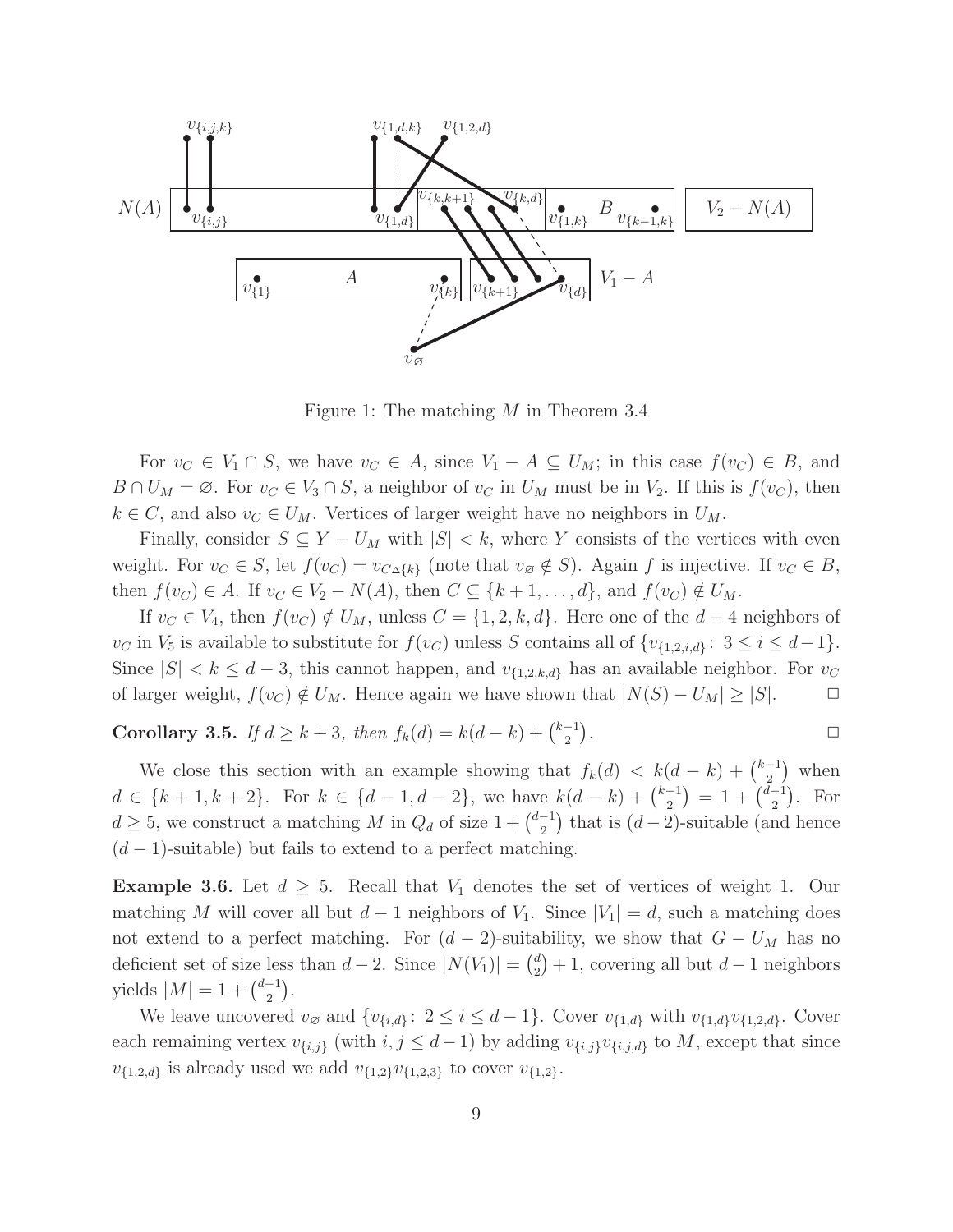Figure 1: The matching $M$ in Theorem 3.4

For $v_C \in V_1 \cap S$, we have $v_C \in A$, since $V_1 - A \subseteq U_M$; in this case $f(v_C) \in B$, and $B \cap U_M = \varnothing$. For $v_C \in V_3 \cap S$, a neighbor of $v_C$ in $U_M$ must be in $V_2$. If this is $f(v_C)$, then $k \in C$, and also $v_C \in U_M$. Vertices of larger weight have no neighbors in $U_M$.

Finally, consider $S \subseteq Y - U_M$ with $|S| < k$, where $Y$ consists of the vertices with even weight. For $v_C \in S$, let $f(v_C) = v_{C \Delta \{k\}}$ (note that $v_\varnothing \notin S$). Again $f$ is injective. If $v_C \in B$, then $f(v_C) \in A$. If $v_C \in V_2 - N(A)$, then $C \subseteq \{k+1, \ldots, d\}$, and $f(v_C) \notin U_M$.

If $v_C \in V_4$, then $f(v_C) \notin U_M$, unless $C = \{1, 2, k, d\}$. Here one of the $d-4$ neighbors of $v_C$ in $V_5$ is available to substitute for $f(v_C)$ unless $S$ contains all of $\{v_{\{1,2,i,d\}} \colon 3 \le i \le d-1\}$. Since $|S| < k \le d-3$, this cannot happen, and $v_{\{1,2,k,d\}}$ has an available neighbor. For $v_C$ of larger weight, $f(v_C) \notin U_M$. Hence again we have shown that $|N(S) - U_M| \ge |S|$. $\square$

**Corollary 3.5.** *If $d \ge k+3$, then $f_k(d) = k(d-k) + \binom{k-1}{2}$.* $\square$

We close this section with an example showing that $f_k(d) < k(d-k) + \binom{k-1}{2}$ when $d \in \{k+1, k+2\}$. For $k \in \{d-1, d-2\}$, we have $k(d-k) + \binom{k-1}{2} = 1 + \binom{d-1}{2}$. For $d \ge 5$, we construct a matching $M$ in $Q_d$ of size $1 + \binom{d-1}{2}$ that is $(d-2)$-suitable (and hence $(d-1)$-suitable) but fails to extend to a perfect matching.

**Example 3.6.** Let $d \ge 5$. Recall that $V_1$ denotes the set of vertices of weight 1. Our matching $M$ will cover all but $d-1$ neighbors of $V_1$. Since $|V_1| = d$, such a matching does not extend to a perfect matching. For $(d-2)$-suitability, we show that $G - U_M$ has no deficient set of size less than $d-2$. Since $|N(V_1)| = \binom{d}{2} + 1$, covering all but $d-1$ neighbors yields $|M| = 1 + \binom{d-1}{2}$.

We leave uncovered $v_\varnothing$ and $\{v_{\{i,d\}} \colon 2 \le i \le d-1\}$. Cover $v_{\{1,d\}}$ with $v_{\{1,d\}}v_{\{1,2,d\}}$. Cover each remaining vertex $v_{\{i,j\}}$ (with $i, j \le d-1$) by adding $v_{\{i,j\}}v_{\{i,j,d\}}$ to $M$, except that since $v_{\{1,2,d\}}$ is already used we add $v_{\{1,2\}}v_{\{1,2,3\}}$ to cover $v_{\{1,2\}}$.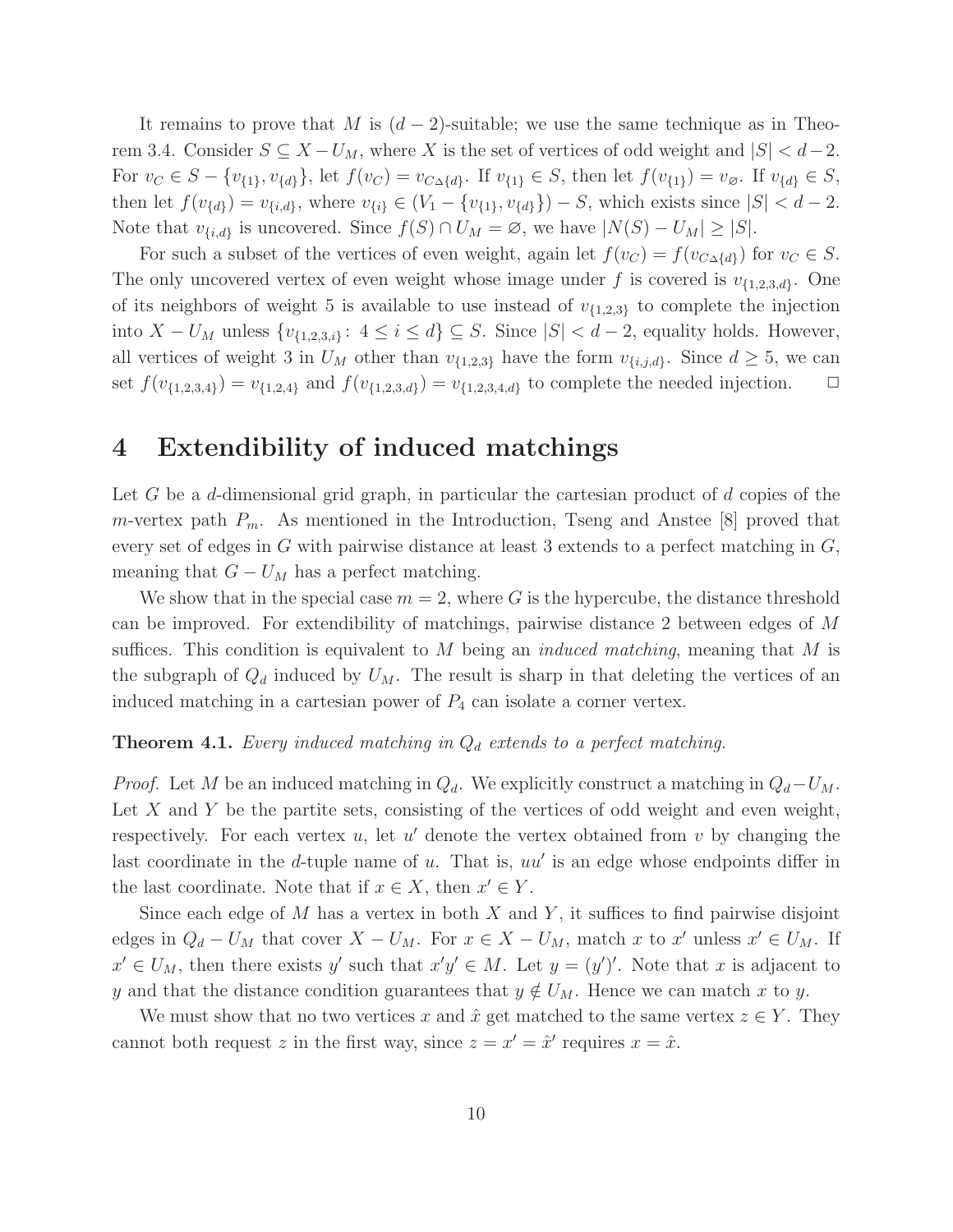It remains to prove that $M$ is $(d-2)$-suitable; we use the same technique as in Theorem 3.4. Consider $S \subseteq X - U_M$, where $X$ is the set of vertices of odd weight and $|S| < d-2$. For $v_C \in S - \{v_{\{1\}}, v_{\{d\}}\}$, let $f(v_C) = v_{C\Delta\{d\}}$. If $v_{\{1\}} \in S$, then let $f(v_{\{1\}}) = v_{\varnothing}$. If $v_{\{d\}} \in S$, then let $f(v_{\{d\}}) = v_{\{i,d\}}$, where $v_{\{i\}} \in (V_1 - \{v_{\{1\}}, v_{\{d\}}\}) - S$, which exists since $|S| < d-2$. Note that $v_{\{i,d\}}$ is uncovered. Since $f(S) \cap U_M = \varnothing$, we have $|N(S) - U_M| \geq |S|$.

For such a subset of the vertices of even weight, again let $f(v_C) = f(v_{C\Delta\{d\}})$ for $v_C \in S$. The only uncovered vertex of even weight whose image under $f$ is covered is $v_{\{1,2,3,d\}}$. One of its neighbors of weight 5 is available to use instead of $v_{\{1,2,3\}}$ to complete the injection into $X - U_M$ unless $\{v_{\{1,2,3,i\}} \colon 4 \leq i \leq d\} \subseteq S$. Since $|S| < d-2$, equality holds. However, all vertices of weight 3 in $U_M$ other than $v_{\{1,2,3\}}$ have the form $v_{\{i,j,d\}}$. Since $d \geq 5$, we can set $f(v_{\{1,2,3,4\}}) = v_{\{1,2,4\}}$ and $f(v_{\{1,2,3,d\}}) = v_{\{1,2,3,4,d\}}$ to complete the needed injection. $\square$

# 4 Extendibility of induced matchings

Let $G$ be a $d$-dimensional grid graph, in particular the cartesian product of $d$ copies of the $m$-vertex path $P_m$. As mentioned in the Introduction, Tseng and Anstee [8] proved that every set of edges in $G$ with pairwise distance at least 3 extends to a perfect matching in $G$, meaning that $G - U_M$ has a perfect matching.

We show that in the special case $m = 2$, where $G$ is the hypercube, the distance threshold can be improved. For extendibility of matchings, pairwise distance 2 between edges of $M$ suffices. This condition is equivalent to $M$ being an *induced matching*, meaning that $M$ is the subgraph of $Q_d$ induced by $U_M$. The result is sharp in that deleting the vertices of an induced matching in a cartesian power of $P_4$ can isolate a corner vertex.

**Theorem 4.1.** *Every induced matching in $Q_d$ extends to a perfect matching.*

*Proof.* Let $M$ be an induced matching in $Q_d$. We explicitly construct a matching in $Q_d - U_M$. Let $X$ and $Y$ be the partite sets, consisting of the vertices of odd weight and even weight, respectively. For each vertex $u$, let $u'$ denote the vertex obtained from $v$ by changing the last coordinate in the $d$-tuple name of $u$. That is, $uu'$ is an edge whose endpoints differ in the last coordinate. Note that if $x \in X$, then $x' \in Y$.

Since each edge of $M$ has a vertex in both $X$ and $Y$, it suffices to find pairwise disjoint edges in $Q_d - U_M$ that cover $X - U_M$. For $x \in X - U_M$, match $x$ to $x'$ unless $x' \in U_M$. If $x' \in U_M$, then there exists $y'$ such that $x'y' \in M$. Let $y = (y')'$. Note that $x$ is adjacent to $y$ and that the distance condition guarantees that $y \notin U_M$. Hence we can match $x$ to $y$.

We must show that no two vertices $x$ and $\hat{x}$ get matched to the same vertex $z \in Y$. They cannot both request $z$ in the first way, since $z = x' = \hat{x}'$ requires $x = \hat{x}$.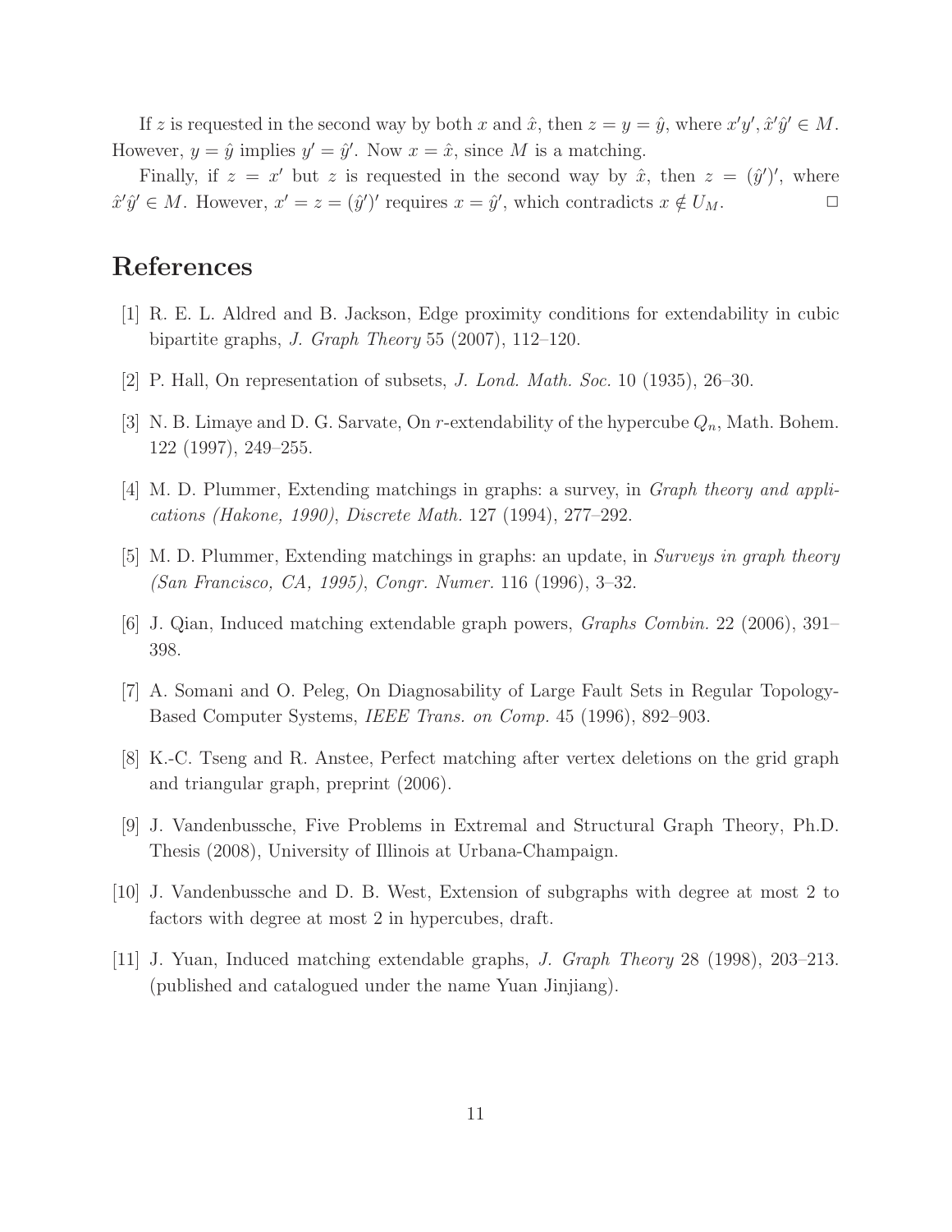If $z$ is requested in the second way by both $x$ and $\hat{x}$, then $z = y = \hat{y}$, where $x'y', \hat{x}'\hat{y}' \in M$. However, $y = \hat{y}$ implies $y' = \hat{y}'$. Now $x = \hat{x}$, since $M$ is a matching.

Finally, if $z = x'$ but $z$ is requested in the second way by $\hat{x}$, then $z = (\hat{y}')'$, where $\hat{x}'\hat{y}' \in M$. However, $x' = z = (\hat{y}')'$ requires $x = \hat{y}'$, which contradicts $x \notin U_M$. □

# References

[1] R. E. L. Aldred and B. Jackson, Edge proximity conditions for extendability in cubic bipartite graphs, *J. Graph Theory* 55 (2007), 112–120.

[2] P. Hall, On representation of subsets, *J. Lond. Math. Soc.* 10 (1935), 26–30.

[3] N. B. Limaye and D. G. Sarvate, On $r$-extendability of the hypercube $Q_n$, Math. Bohem. 122 (1997), 249–255.

[4] M. D. Plummer, Extending matchings in graphs: a survey, in *Graph theory and applications (Hakone, 1990)*, *Discrete Math.* 127 (1994), 277–292.

[5] M. D. Plummer, Extending matchings in graphs: an update, in *Surveys in graph theory (San Francisco, CA, 1995)*, *Congr. Numer.* 116 (1996), 3–32.

[6] J. Qian, Induced matching extendable graph powers, *Graphs Combin.* 22 (2006), 391–398.

[7] A. Somani and O. Peleg, On Diagnosability of Large Fault Sets in Regular Topology-Based Computer Systems, *IEEE Trans. on Comp.* 45 (1996), 892–903.

[8] K.-C. Tseng and R. Anstee, Perfect matching after vertex deletions on the grid graph and triangular graph, preprint (2006).

[9] J. Vandenbussche, Five Problems in Extremal and Structural Graph Theory, Ph.D. Thesis (2008), University of Illinois at Urbana-Champaign.

[10] J. Vandenbussche and D. B. West, Extension of subgraphs with degree at most 2 to factors with degree at most 2 in hypercubes, draft.

[11] J. Yuan, Induced matching extendable graphs, *J. Graph Theory* 28 (1998), 203–213. (published and catalogued under the name Yuan Jinjiang).